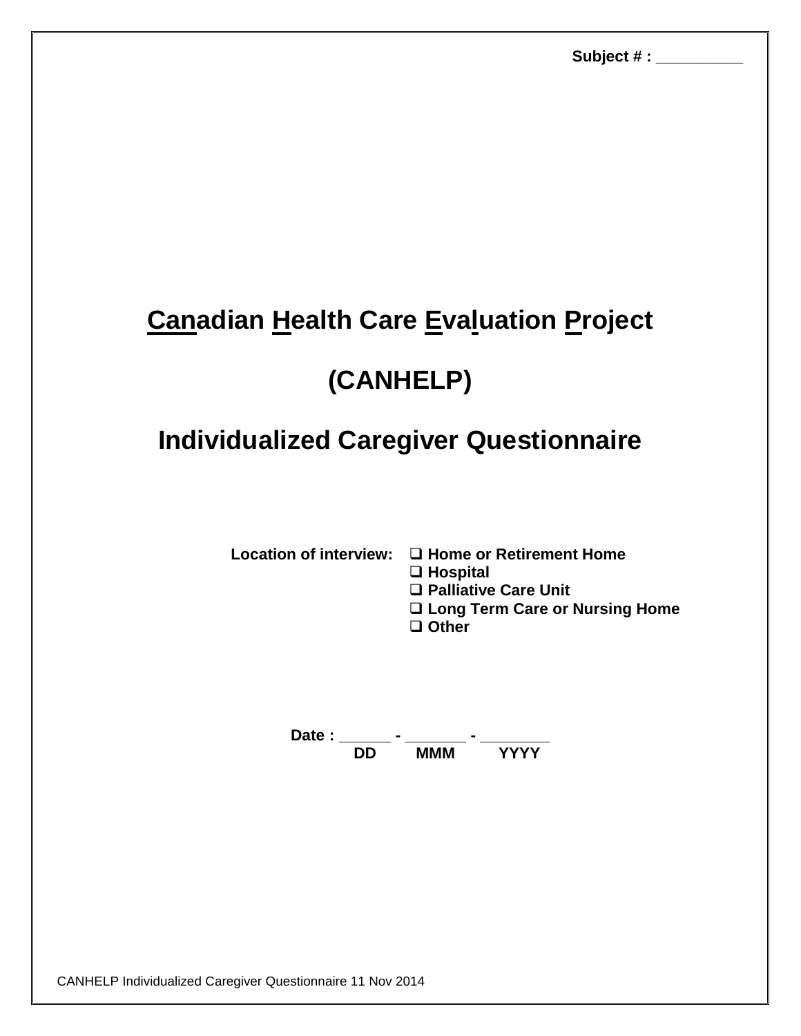Subject # : __________

# Canadian Health Care Evaluation Project

# (CANHELP)

# Individualized Caregiver Questionnaire

**Location of interview:**
- ❑ **Home or Retirement Home**
- ❑ **Hospital**
- ❑ **Palliative Care Unit**
- ❑ **Long Term Care or Nursing Home**
- ❑ **Other**

**Date : ______ - _______ - ________**
**DD MMM YYYY**

CANHELP Individualized Caregiver Questionnaire 11 Nov 2014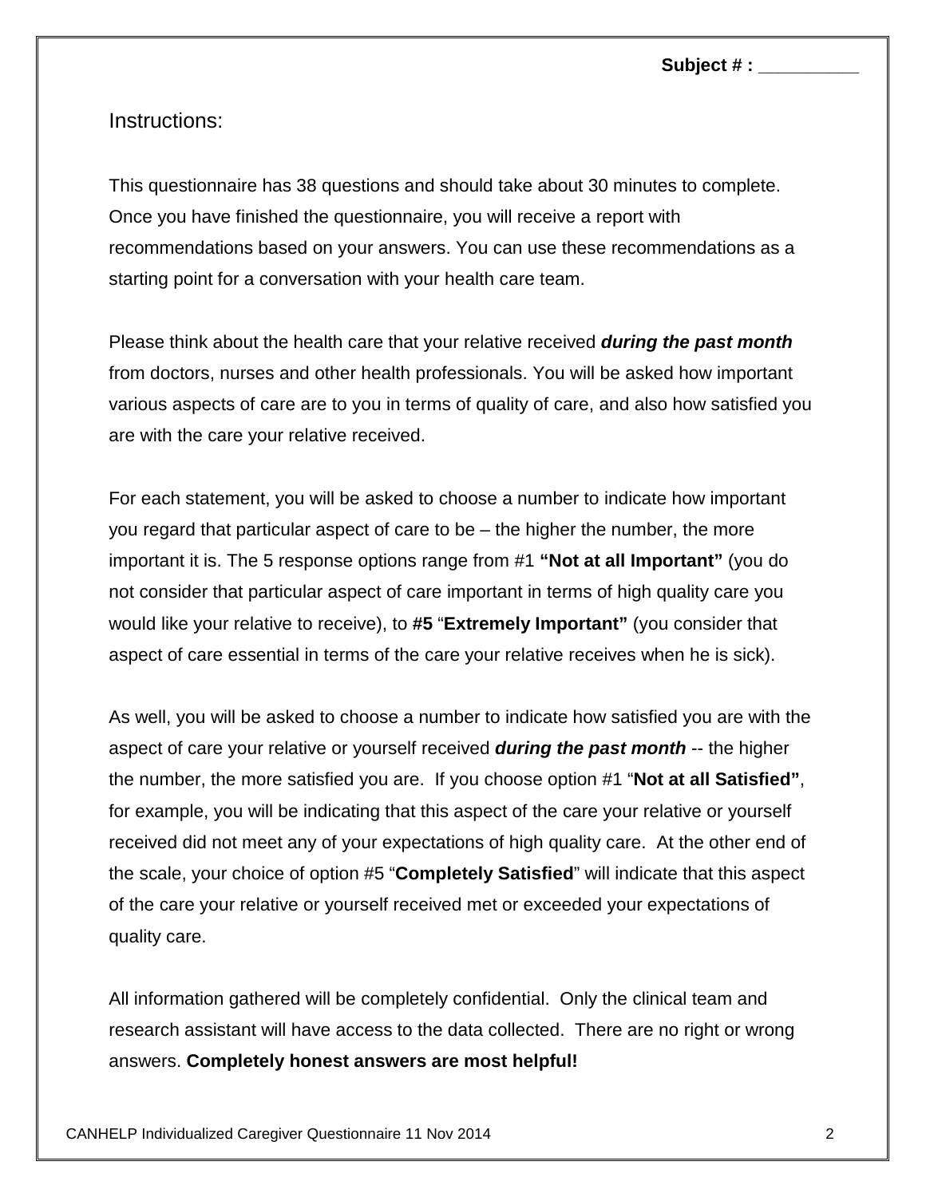**Subject # : __________**

Instructions:

This questionnaire has 38 questions and should take about 30 minutes to complete. Once you have finished the questionnaire, you will receive a report with recommendations based on your answers. You can use these recommendations as a starting point for a conversation with your health care team.

Please think about the health care that your relative received ***during the past month*** from doctors, nurses and other health professionals. You will be asked how important various aspects of care are to you in terms of quality of care, and also how satisfied you are with the care your relative received.

For each statement, you will be asked to choose a number to indicate how important you regard that particular aspect of care to be – the higher the number, the more important it is. The 5 response options range from #1 **"Not at all Important"** (you do not consider that particular aspect of care important in terms of high quality care you would like your relative to receive), to **#5** "**Extremely Important"** (you consider that aspect of care essential in terms of the care your relative receives when he is sick).

As well, you will be asked to choose a number to indicate how satisfied you are with the aspect of care your relative or yourself received ***during the past month*** -- the higher the number, the more satisfied you are. If you choose option #1 "**Not at all Satisfied"**, for example, you will be indicating that this aspect of the care your relative or yourself received did not meet any of your expectations of high quality care. At the other end of the scale, your choice of option #5 "**Completely Satisfied**" will indicate that this aspect of the care your relative or yourself received met or exceeded your expectations of quality care.

All information gathered will be completely confidential. Only the clinical team and research assistant will have access to the data collected. There are no right or wrong answers. **Completely honest answers are most helpful!**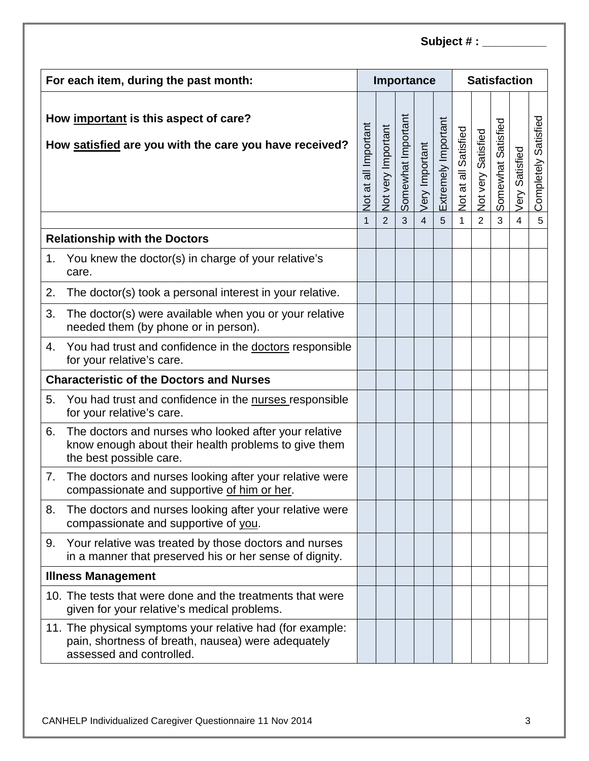Subject # : __________

| For each item, during the past month: | Importance | | | | | Satisfaction | | | | |
|---|---|---|---|---|---|---|---|---|---|---|
| How important is this aspect of care?<br><br>How satisfied are you with the care you have received? | Not at all Important | Not very Important | Somewhat Important | Very Important | Extremely Important | Not at all Satisfied | Not very Satisfied | Somewhat Satisfied | Very Satisfied | Completely Satisfied |
| | 1 | 2 | 3 | 4 | 5 | 1 | 2 | 3 | 4 | 5 |
| **Relationship with the Doctors** | | | | | | | | | | |
| 1. You knew the doctor(s) in charge of your relative's care. | | | | | | | | | | |
| 2. The doctor(s) took a personal interest in your relative. | | | | | | | | | | |
| 3. The doctor(s) were available when you or your relative needed them (by phone or in person). | | | | | | | | | | |
| 4. You had trust and confidence in the doctors responsible for your relative's care. | | | | | | | | | | |
| **Characteristic of the Doctors and Nurses** | | | | | | | | | | |
| 5. You had trust and confidence in the nurses responsible for your relative's care. | | | | | | | | | | |
| 6. The doctors and nurses who looked after your relative know enough about their health problems to give them the best possible care. | | | | | | | | | | |
| 7. The doctors and nurses looking after your relative were compassionate and supportive of him or her. | | | | | | | | | | |
| 8. The doctors and nurses looking after your relative were compassionate and supportive of you. | | | | | | | | | | |
| 9. Your relative was treated by those doctors and nurses in a manner that preserved his or her sense of dignity. | | | | | | | | | | |
| **Illness Management** | | | | | | | | | | |
| 10. The tests that were done and the treatments that were given for your relative's medical problems. | | | | | | | | | | |
| 11. The physical symptoms your relative had (for example: pain, shortness of breath, nausea) were adequately assessed and controlled. | | | | | | | | | | |

CANHELP Individualized Caregiver Questionnaire 11 Nov 2014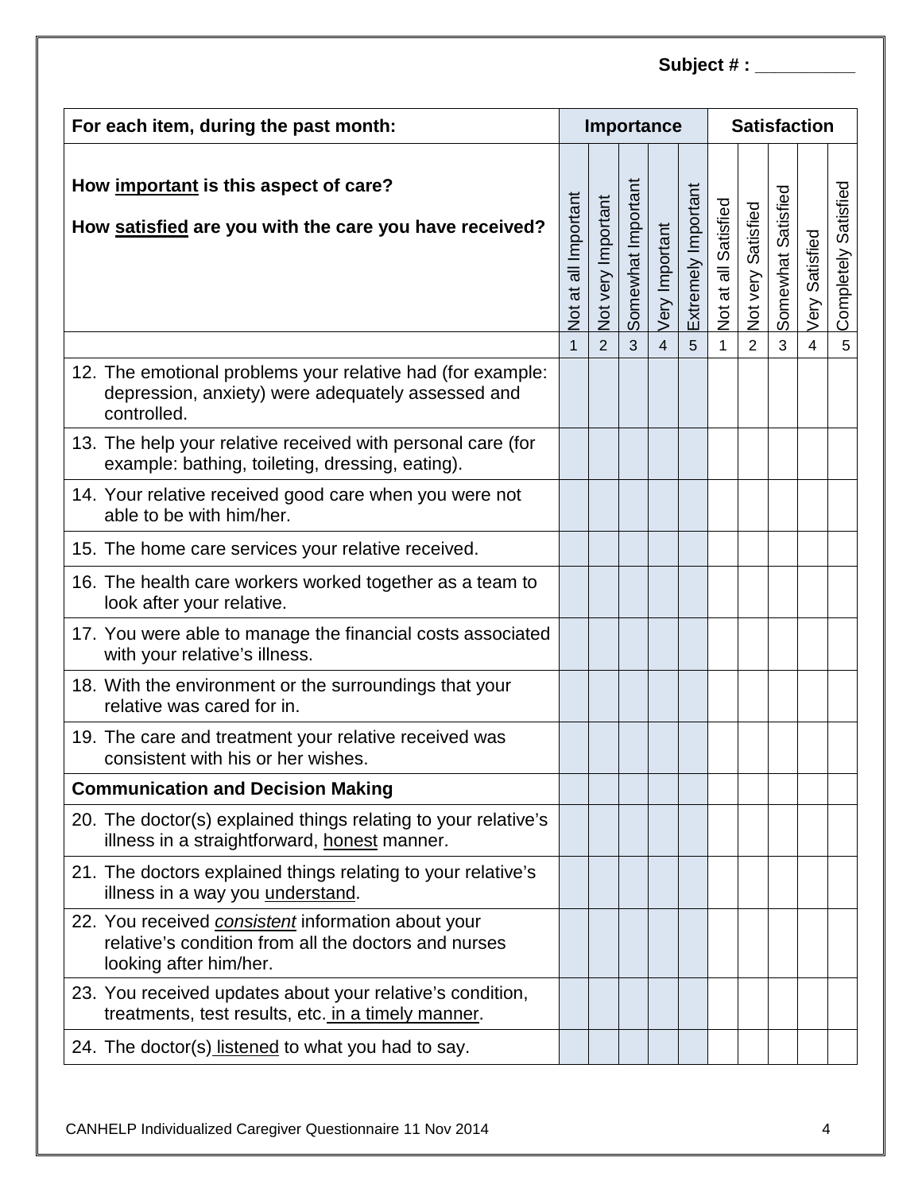**Subject # : __________**

| For each item, during the past month: | Importance | | | | | Satisfaction | | | | |
|---|---|---|---|---|---|---|---|---|---|---|
| How <u>important</u> is this aspect of care?<br><br>How <u>satisfied</u> are you with the care you have received? | Not at all Important | Not very Important | Somewhat Important | Very Important | Extremely Important | Not at all Satisfied | Not very Satisfied | Somewhat Satisfied | Very Satisfied | Completely Satisfied |
| | 1 | 2 | 3 | 4 | 5 | 1 | 2 | 3 | 4 | 5 |
| 12. The emotional problems your relative had (for example: depression, anxiety) were adequately assessed and controlled. | | | | | | | | | | |
| 13. The help your relative received with personal care (for example: bathing, toileting, dressing, eating). | | | | | | | | | | |
| 14. Your relative received good care when you were not able to be with him/her. | | | | | | | | | | |
| 15. The home care services your relative received. | | | | | | | | | | |
| 16. The health care workers worked together as a team to look after your relative. | | | | | | | | | | |
| 17. You were able to manage the financial costs associated with your relative's illness. | | | | | | | | | | |
| 18. With the environment or the surroundings that your relative was cared for in. | | | | | | | | | | |
| 19. The care and treatment your relative received was consistent with his or her wishes. | | | | | | | | | | |
| **Communication and Decision Making** | | | | | | | | | | |
| 20. The doctor(s) explained things relating to your relative's illness in a straightforward, <u>honest</u> manner. | | | | | | | | | | |
| 21. The doctors explained things relating to your relative's illness in a way you <u>understand</u>. | | | | | | | | | | |
| 22. You received <u>*consistent*</u> information about your relative's condition from all the doctors and nurses looking after him/her. | | | | | | | | | | |
| 23. You received updates about your relative's condition, treatments, test results, etc. <u>in a timely manner</u>. | | | | | | | | | | |
| 24. The doctor(s) <u>listened</u> to what you had to say. | | | | | | | | | | |

CANHELP Individualized Caregiver Questionnaire 11 Nov 2014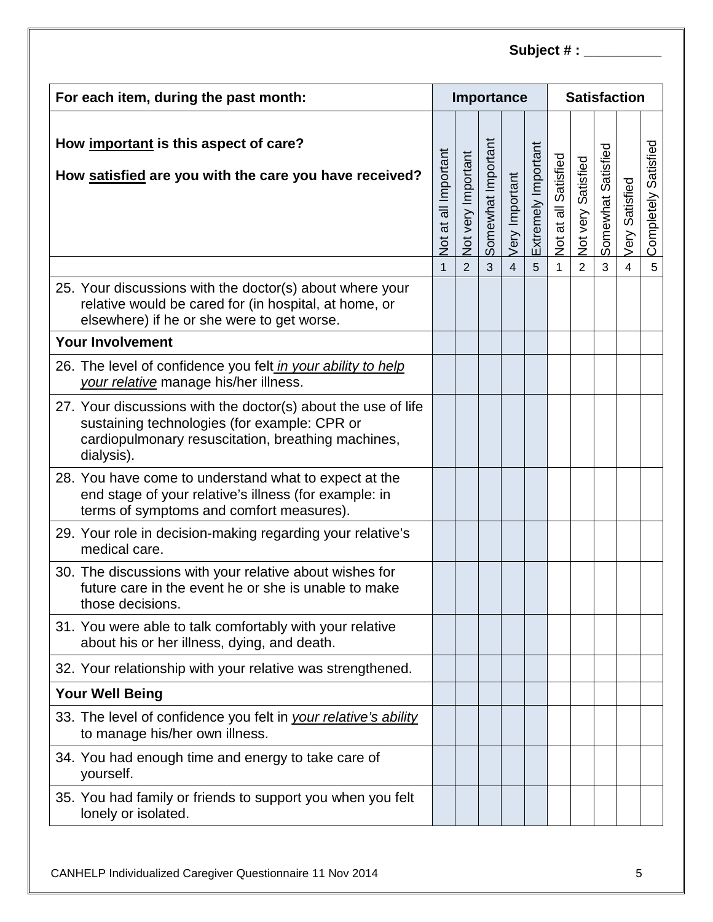**Subject # : __________**

| For each item, during the past month: | Importance | | | | | Satisfaction | | | | |
|---|---|---|---|---|---|---|---|---|---|---|
| How **important** is this aspect of care?<br><br>How **satisfied** are you with the care you have received? | Not at all Important | Not very Important | Somewhat Important | Very Important | Extremely Important | Not at all Satisfied | Not very Satisfied | Somewhat Satisfied | Very Satisfied | Completely Satisfied |
| | 1 | 2 | 3 | 4 | 5 | 1 | 2 | 3 | 4 | 5 |
| 25. Your discussions with the doctor(s) about where your relative would be cared for (in hospital, at home, or elsewhere) if he or she were to get worse. | | | | | | | | | | |
| **Your Involvement** | | | | | | | | | | |
| 26. The level of confidence you felt *in your ability to help your relative* manage his/her illness. | | | | | | | | | | |
| 27. Your discussions with the doctor(s) about the use of life sustaining technologies (for example: CPR or cardiopulmonary resuscitation, breathing machines, dialysis). | | | | | | | | | | |
| 28. You have come to understand what to expect at the end stage of your relative's illness (for example: in terms of symptoms and comfort measures). | | | | | | | | | | |
| 29. Your role in decision-making regarding your relative's medical care. | | | | | | | | | | |
| 30. The discussions with your relative about wishes for future care in the event he or she is unable to make those decisions. | | | | | | | | | | |
| 31. You were able to talk comfortably with your relative about his or her illness, dying, and death. | | | | | | | | | | |
| 32. Your relationship with your relative was strengthened. | | | | | | | | | | |
| **Your Well Being** | | | | | | | | | | |
| 33. The level of confidence you felt in *your relative's ability* to manage his/her own illness. | | | | | | | | | | |
| 34. You had enough time and energy to take care of yourself. | | | | | | | | | | |
| 35. You had family or friends to support you when you felt lonely or isolated. | | | | | | | | | | |

CANHELP Individualized Caregiver Questionnaire 11 Nov 2014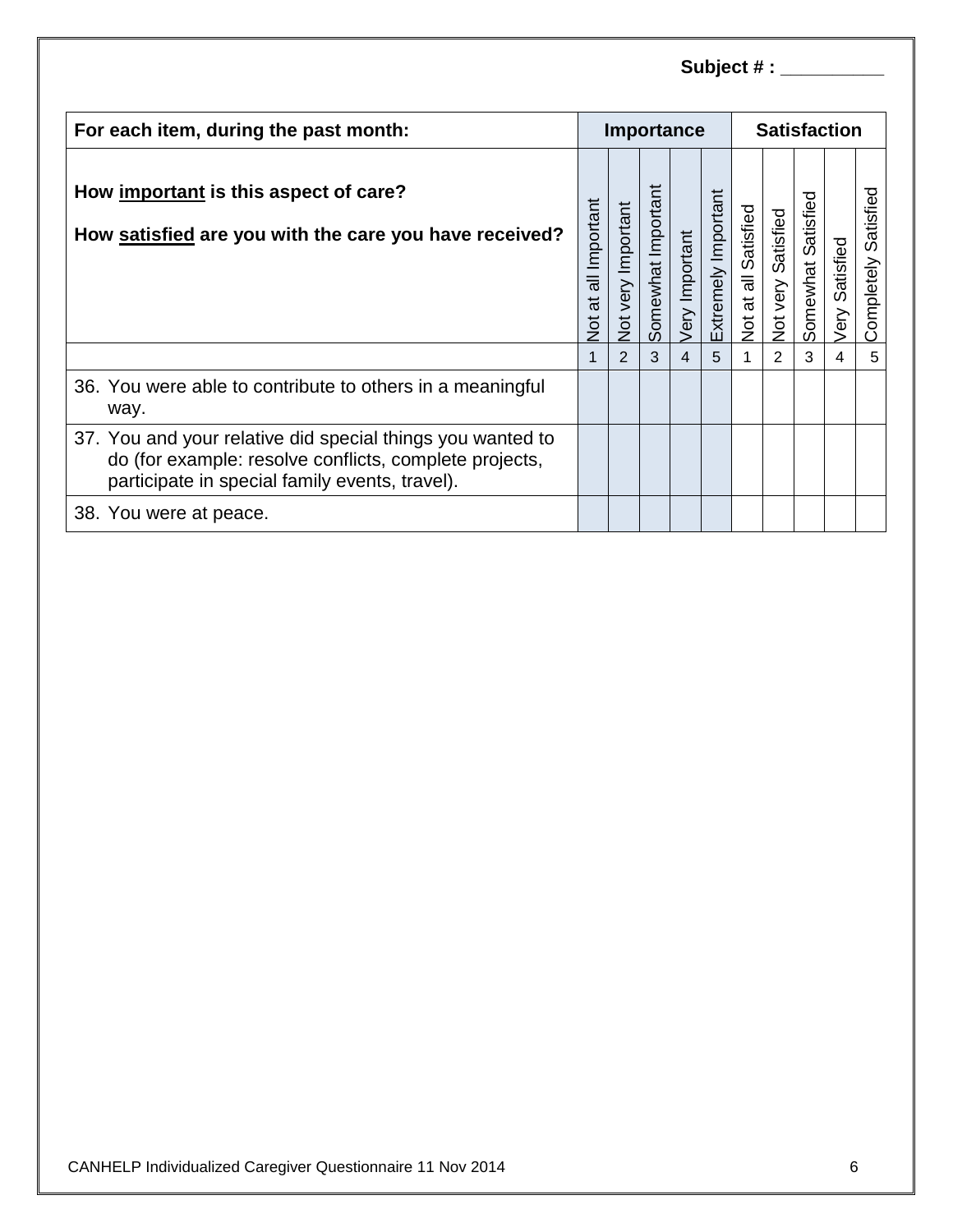Subject # : __________

| For each item, during the past month: | Importance | | | | | Satisfaction | | | | |
|---|---|---|---|---|---|---|---|---|---|---|
| **How important is this aspect of care?**<br><br>**How satisfied are you with the care you have received?** | Not at all Important | Not very Important | Somewhat Important | Very Important | Extremely Important | Not at all Satisfied | Not very Satisfied | Somewhat Satisfied | Very Satisfied | Completely Satisfied |
| | 1 | 2 | 3 | 4 | 5 | 1 | 2 | 3 | 4 | 5 |
| 36. You were able to contribute to others in a meaningful way. | | | | | | | | | | |
| 37. You and your relative did special things you wanted to do (for example: resolve conflicts, complete projects, participate in special family events, travel). | | | | | | | | | | |
| 38. You were at peace. | | | | | | | | | | |